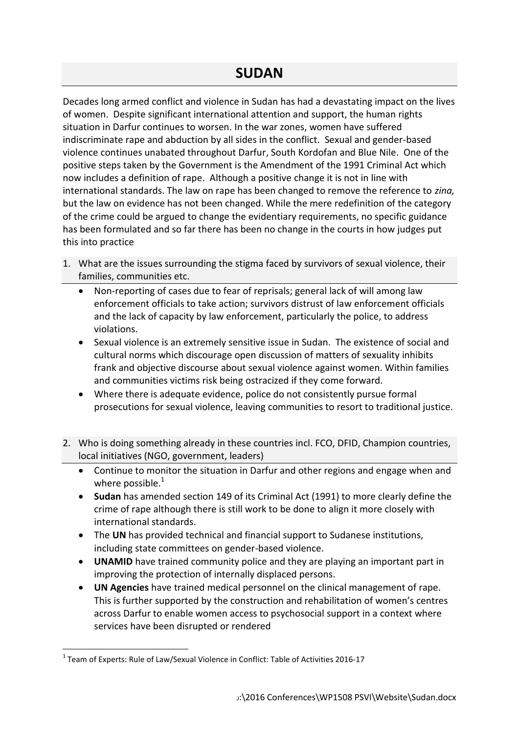# SUDAN

Decades long armed conflict and violence in Sudan has had a devastating impact on the lives of women. Despite significant international attention and support, the human rights situation in Darfur continues to worsen. In the war zones, women have suffered indiscriminate rape and abduction by all sides in the conflict. Sexual and gender-based violence continues unabated throughout Darfur, South Kordofan and Blue Nile. One of the positive steps taken by the Government is the Amendment of the 1991 Criminal Act which now includes a definition of rape. Although a positive change it is not in line with international standards. The law on rape has been changed to remove the reference to *zina,* but the law on evidence has not been changed. While the mere redefinition of the category of the crime could be argued to change the evidentiary requirements, no specific guidance has been formulated and so far there has been no change in the courts in how judges put this into practice

1. What are the issues surrounding the stigma faced by survivors of sexual violence, their families, communities etc.
   - Non-reporting of cases due to fear of reprisals; general lack of will among law enforcement officials to take action; survivors distrust of law enforcement officials and the lack of capacity by law enforcement, particularly the police, to address violations.
   - Sexual violence is an extremely sensitive issue in Sudan. The existence of social and cultural norms which discourage open discussion of matters of sexuality inhibits frank and objective discourse about sexual violence against women. Within families and communities victims risk being ostracized if they come forward.
   - Where there is adequate evidence, police do not consistently pursue formal prosecutions for sexual violence, leaving communities to resort to traditional justice.

2. Who is doing something already in these countries incl. FCO, DFID, Champion countries, local initiatives (NGO, government, leaders)
   - Continue to monitor the situation in Darfur and other regions and engage when and where possible.[1]
   - **Sudan** has amended section 149 of its Criminal Act (1991) to more clearly define the crime of rape although there is still work to be done to align it more closely with international standards.
   - The **UN** has provided technical and financial support to Sudanese institutions, including state committees on gender-based violence.
   - **UNAMID** have trained community police and they are playing an important part in improving the protection of internally displaced persons.
   - **UN Agencies** have trained medical personnel on the clinical management of rape. This is further supported by the construction and rehabilitation of women's centres across Darfur to enable women access to psychosocial support in a context where services have been disrupted or rendered

[1] Team of Experts: Rule of Law/Sexual Violence in Conflict: Table of Activities 2016-17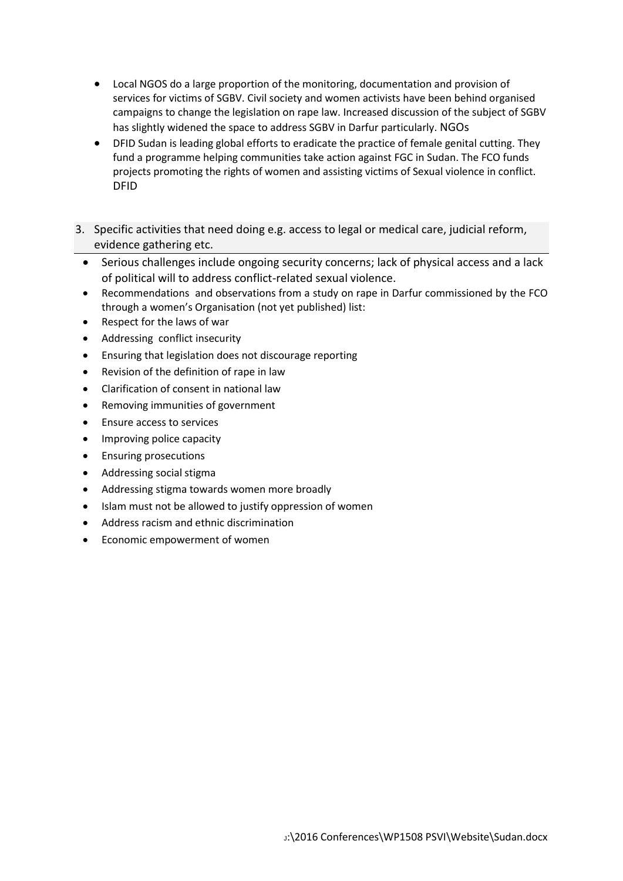- Local NGOS do a large proportion of the monitoring, documentation and provision of services for victims of SGBV. Civil society and women activists have been behind organised campaigns to change the legislation on rape law. Increased discussion of the subject of SGBV has slightly widened the space to address SGBV in Darfur particularly. NGOs
- DFID Sudan is leading global efforts to eradicate the practice of female genital cutting. They fund a programme helping communities take action against FGC in Sudan. The FCO funds projects promoting the rights of women and assisting victims of Sexual violence in conflict. DFID

3. Specific activities that need doing e.g. access to legal or medical care, judicial reform, evidence gathering etc.

- Serious challenges include ongoing security concerns; lack of physical access and a lack of political will to address conflict-related sexual violence.
- Recommendations and observations from a study on rape in Darfur commissioned by the FCO through a women's Organisation (not yet published) list:
- Respect for the laws of war
- Addressing conflict insecurity
- Ensuring that legislation does not discourage reporting
- Revision of the definition of rape in law
- Clarification of consent in national law
- Removing immunities of government
- Ensure access to services
- Improving police capacity
- Ensuring prosecutions
- Addressing social stigma
- Addressing stigma towards women more broadly
- Islam must not be allowed to justify oppression of women
- Address racism and ethnic discrimination
- Economic empowerment of women